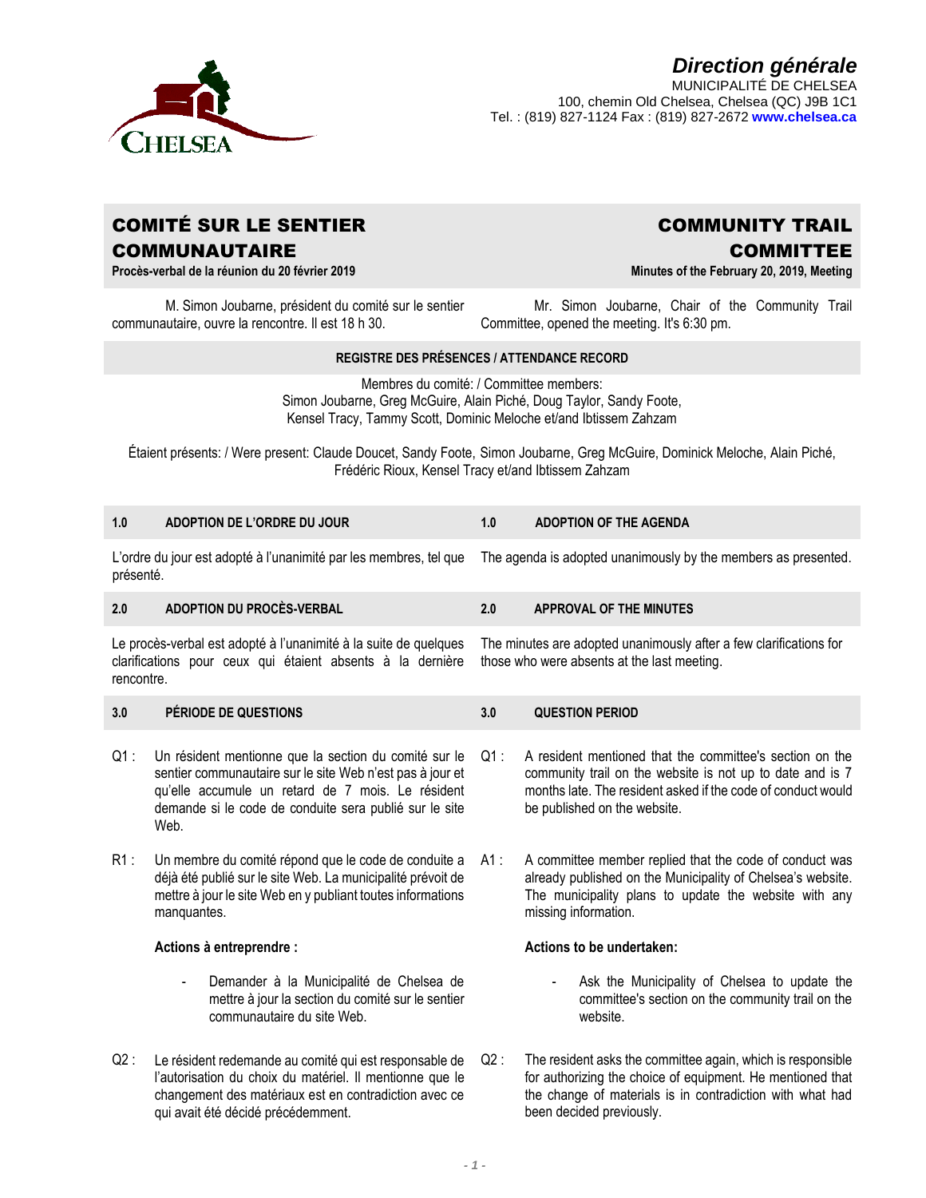**Direction générale**
MUNICIPALITÉ DE CHELSEA
100, chemin Old Chelsea, Chelsea (QC) J9B 1C1
Tel. : (819) 827-1124 Fax : (819) 827-2672 **www.chelsea.ca**

# COMITÉ SUR LE SENTIER COMMUNAUTAIRE

**Procès-verbal de la réunion du 20 février 2019**

# COMMUNITY TRAIL COMMITTEE

**Minutes of the February 20, 2019, Meeting**

M. Simon Joubarne, président du comité sur le sentier communautaire, ouvre la rencontre. Il est 18 h 30.

Mr. Simon Joubarne, Chair of the Community Trail Committee, opened the meeting. It's 6:30 pm.

**REGISTRE DES PRÉSENCES / ATTENDANCE RECORD**

Membres du comité: / Committee members:
Simon Joubarne, Greg McGuire, Alain Piché, Doug Taylor, Sandy Foote,
Kensel Tracy, Tammy Scott, Dominic Meloche et/and Ibtissem Zahzam

Étaient présents: / Were present: Claude Doucet, Sandy Foote, Simon Joubarne, Greg McGuire, Dominick Meloche, Alain Piché, Frédéric Rioux, Kensel Tracy et/and Ibtissem Zahzam

## 1.0 ADOPTION DE L'ORDRE DU JOUR

L'ordre du jour est adopté à l'unanimité par les membres, tel que présenté.

## 1.0 ADOPTION OF THE AGENDA

The agenda is adopted unanimously by the members as presented.

## 2.0 ADOPTION DU PROCÈS-VERBAL

Le procès-verbal est adopté à l'unanimité à la suite de quelques clarifications pour ceux qui étaient absents à la dernière rencontre.

## 2.0 APPROVAL OF THE MINUTES

The minutes are adopted unanimously after a few clarifications for those who were absents at the last meeting.

## 3.0 PÉRIODE DE QUESTIONS

Q1 : Un résident mentionne que la section du comité sur le sentier communautaire sur le site Web n'est pas à jour et qu'elle accumule un retard de 7 mois. Le résident demande si le code de conduite sera publié sur le site Web.

R1 : Un membre du comité répond que le code de conduite a déjà été publié sur le site Web. La municipalité prévoit de mettre à jour le site Web en y publiant toutes informations manquantes.

**Actions à entreprendre :**

- Demander à la Municipalité de Chelsea de mettre à jour la section du comité sur le sentier communautaire du site Web.

Q2 : Le résident redemande au comité qui est responsable de l'autorisation du choix du matériel. Il mentionne que le changement des matériaux est en contradiction avec ce qui avait été décidé précédemment.

## 3.0 QUESTION PERIOD

Q1 : A resident mentioned that the committee's section on the community trail on the website is not up to date and is 7 months late. The resident asked if the code of conduct would be published on the website.

A1 : A committee member replied that the code of conduct was already published on the Municipality of Chelsea's website. The municipality plans to update the website with any missing information.

**Actions to be undertaken:**

- Ask the Municipality of Chelsea to update the committee's section on the community trail on the website.

Q2 : The resident asks the committee again, which is responsible for authorizing the choice of equipment. He mentioned that the change of materials is in contradiction with what had been decided previously.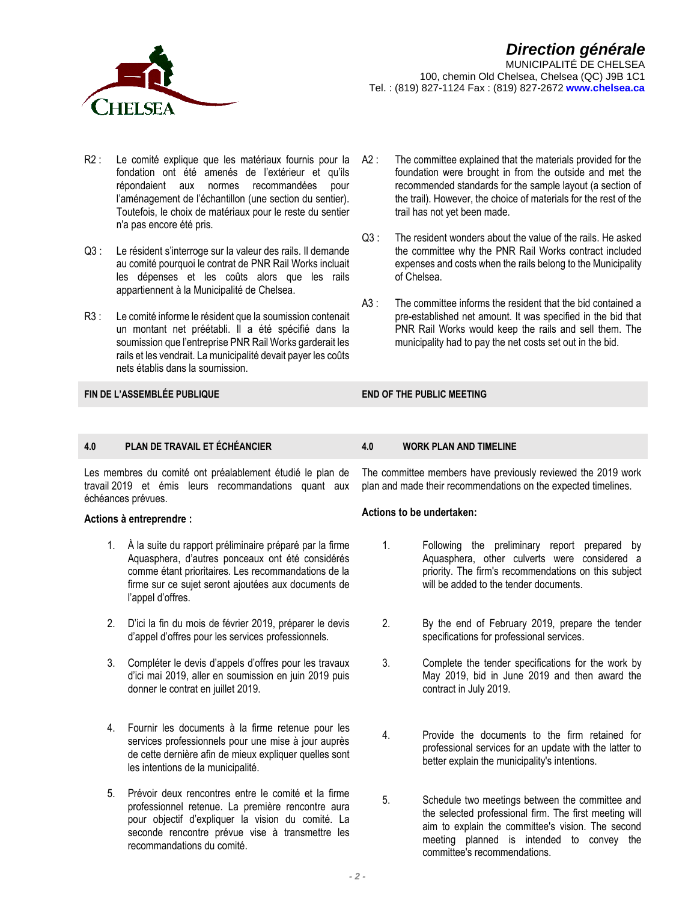R2 : Le comité explique que les matériaux fournis pour la fondation ont été amenés de l'extérieur et qu'ils répondaient aux normes recommandées pour l'aménagement de l'échantillon (une section du sentier). Toutefois, le choix de matériaux pour le reste du sentier n'a pas encore été pris.

Q3 : Le résident s'interroge sur la valeur des rails. Il demande au comité pourquoi le contrat de PNR Rail Works incluait les dépenses et les coûts alors que les rails appartiennent à la Municipalité de Chelsea.

R3 : Le comité informe le résident que la soumission contenait un montant net préétabli. Il a été spécifié dans la soumission que l'entreprise PNR Rail Works garderait les rails et les vendrait. La municipalité devait payer les coûts nets établis dans la soumission.

A2 : The committee explained that the materials provided for the foundation were brought in from the outside and met the recommended standards for the sample layout (a section of the trail). However, the choice of materials for the rest of the trail has not yet been made.

Q3 : The resident wonders about the value of the rails. He asked the committee why the PNR Rail Works contract included expenses and costs when the rails belong to the Municipality of Chelsea.

A3 : The committee informs the resident that the bid contained a pre-established net amount. It was specified in the bid that PNR Rail Works would keep the rails and sell them. The municipality had to pay the net costs set out in the bid.

**FIN DE L'ASSEMBLÉE PUBLIQUE**

**END OF THE PUBLIC MEETING**

## 4.0 PLAN DE TRAVAIL ET ÉCHÉANCIER

Les membres du comité ont préalablement étudié le plan de travail 2019 et émis leurs recommandations quant aux échéances prévues.

**Actions à entreprendre :**

1. À la suite du rapport préliminaire préparé par la firme Aquasphera, d'autres ponceaux ont été considérés comme étant prioritaires. Les recommandations de la firme sur ce sujet seront ajoutées aux documents de l'appel d'offres.
2. D'ici la fin du mois de février 2019, préparer le devis d'appel d'offres pour les services professionnels.
3. Compléter le devis d'appels d'offres pour les travaux d'ici mai 2019, aller en soumission en juin 2019 puis donner le contrat en juillet 2019.
4. Fournir les documents à la firme retenue pour les services professionnels pour une mise à jour auprès de cette dernière afin de mieux expliquer quelles sont les intentions de la municipalité.
5. Prévoir deux rencontres entre le comité et la firme professionnel retenue. La première rencontre aura pour objectif d'expliquer la vision du comité. La seconde rencontre prévue vise à transmettre les recommandations du comité.

## 4.0 WORK PLAN AND TIMELINE

The committee members have previously reviewed the 2019 work plan and made their recommendations on the expected timelines.

**Actions to be undertaken:**

1. Following the preliminary report prepared by Aquasphera, other culverts were considered a priority. The firm's recommendations on this subject will be added to the tender documents.
2. By the end of February 2019, prepare the tender specifications for professional services.
3. Complete the tender specifications for the work by May 2019, bid in June 2019 and then award the contract in July 2019.
4. Provide the documents to the firm retained for professional services for an update with the latter to better explain the municipality's intentions.
5. Schedule two meetings between the committee and the selected professional firm. The first meeting will aim to explain the committee's vision. The second meeting planned is intended to convey the committee's recommendations.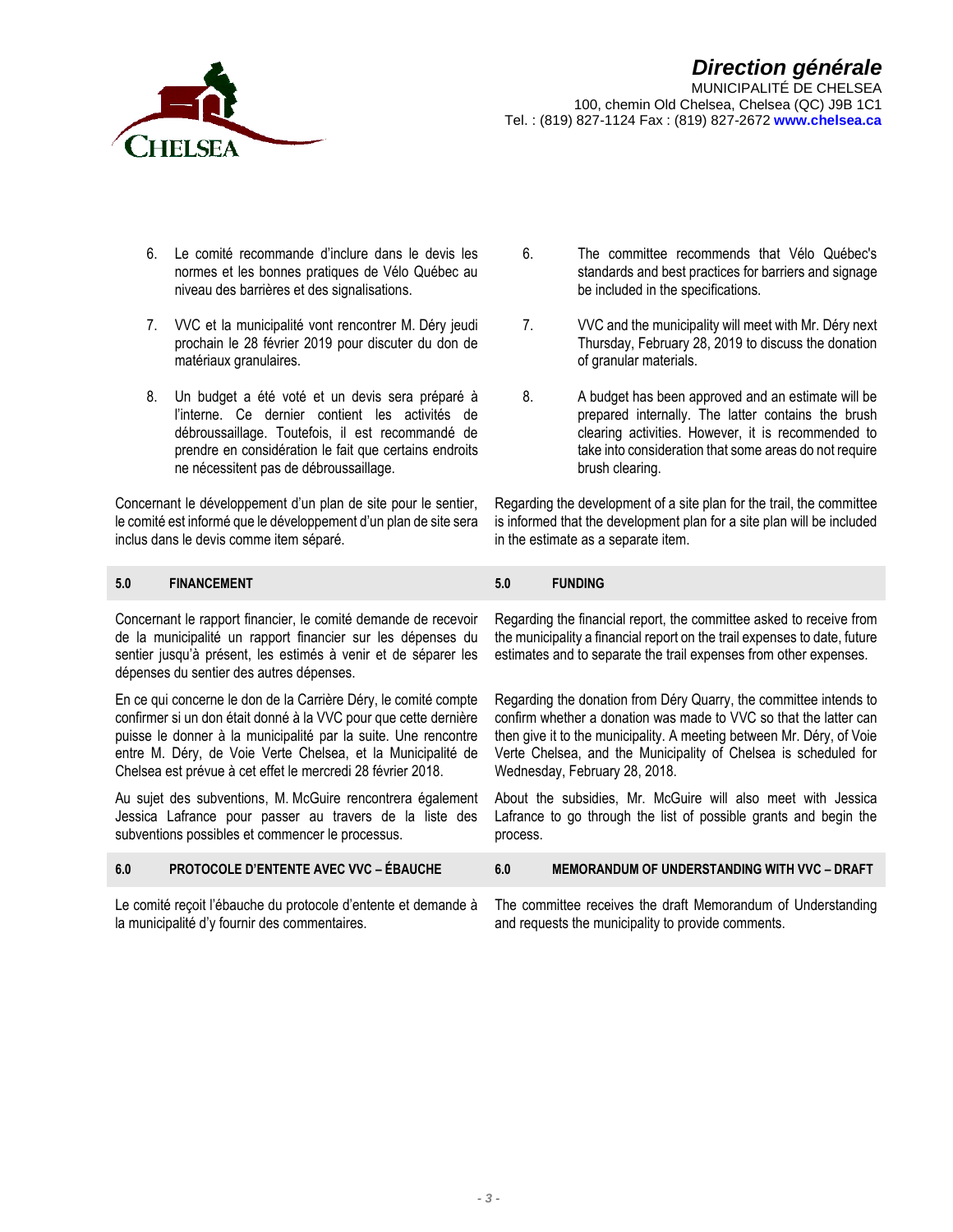6. Le comité recommande d'inclure dans le devis les normes et les bonnes pratiques de Vélo Québec au niveau des barrières et des signalisations.

7. VVC et la municipalité vont rencontrer M. Déry jeudi prochain le 28 février 2019 pour discuter du don de matériaux granulaires.

8. Un budget a été voté et un devis sera préparé à l'interne. Ce dernier contient les activités de débroussaillage. Toutefois, il est recommandé de prendre en considération le fait que certains endroits ne nécessitent pas de débroussaillage.

Concernant le développement d'un plan de site pour le sentier, le comité est informé que le développement d'un plan de site sera inclus dans le devis comme item séparé.

6. The committee recommends that Vélo Québec's standards and best practices for barriers and signage be included in the specifications.

7. VVC and the municipality will meet with Mr. Déry next Thursday, February 28, 2019 to discuss the donation of granular materials.

8. A budget has been approved and an estimate will be prepared internally. The latter contains the brush clearing activities. However, it is recommended to take into consideration that some areas do not require brush clearing.

Regarding the development of a site plan for the trail, the committee is informed that the development plan for a site plan will be included in the estimate as a separate item.

## 5.0 FINANCEMENT

Concernant le rapport financier, le comité demande de recevoir de la municipalité un rapport financier sur les dépenses du sentier jusqu'à présent, les estimés à venir et de séparer les dépenses du sentier des autres dépenses.

En ce qui concerne le don de la Carrière Déry, le comité compte confirmer si un don était donné à la VVC pour que cette dernière puisse le donner à la municipalité par la suite. Une rencontre entre M. Déry, de Voie Verte Chelsea, et la Municipalité de Chelsea est prévue à cet effet le mercredi 28 février 2018.

Au sujet des subventions, M. McGuire rencontrera également Jessica Lafrance pour passer au travers de la liste des subventions possibles et commencer le processus.

## 5.0 FUNDING

Regarding the financial report, the committee asked to receive from the municipality a financial report on the trail expenses to date, future estimates and to separate the trail expenses from other expenses.

Regarding the donation from Déry Quarry, the committee intends to confirm whether a donation was made to VVC so that the latter can then give it to the municipality. A meeting between Mr. Déry, of Voie Verte Chelsea, and the Municipality of Chelsea is scheduled for Wednesday, February 28, 2018.

About the subsidies, Mr. McGuire will also meet with Jessica Lafrance to go through the list of possible grants and begin the process.

## 6.0 PROTOCOLE D'ENTENTE AVEC VVC – ÉBAUCHE

Le comité reçoit l'ébauche du protocole d'entente et demande à la municipalité d'y fournir des commentaires.

## 6.0 MEMORANDUM OF UNDERSTANDING WITH VVC – DRAFT

The committee receives the draft Memorandum of Understanding and requests the municipality to provide comments.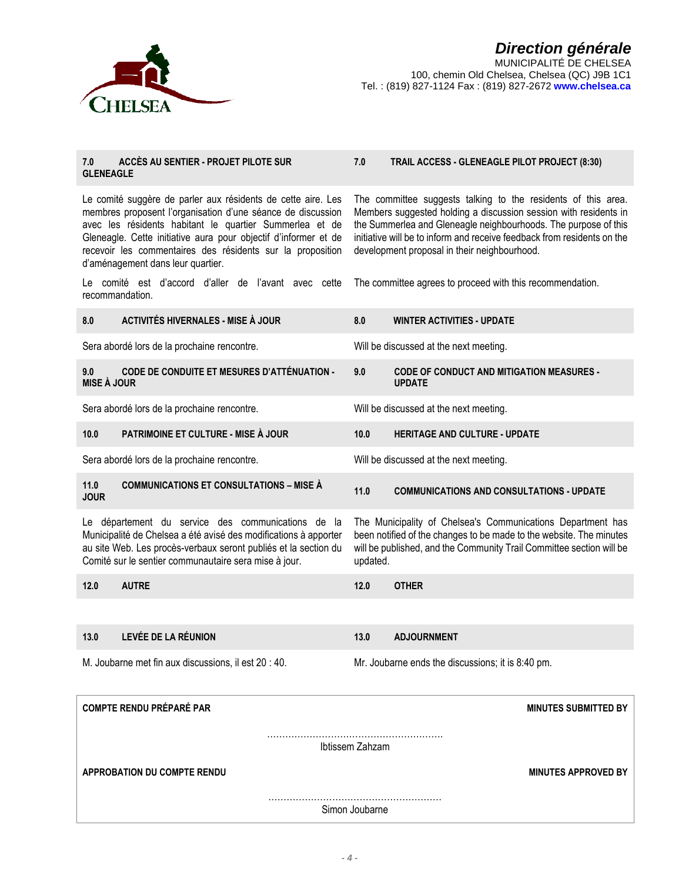**Direction générale**
MUNICIPALITÉ DE CHELSEA
100, chemin Old Chelsea, Chelsea (QC) J9B 1C1
Tel. : (819) 827-1124 Fax : (819) 827-2672 **www.chelsea.ca**

| | |
|---|---|
| **7.0 ACCÈS AU SENTIER - PROJET PILOTE SUR GLENEAGLE** | **7.0 TRAIL ACCESS - GLENEAGLE PILOT PROJECT (8:30)** |
| Le comité suggère de parler aux résidents de cette aire. Les membres proposent l'organisation d'une séance de discussion avec les résidents habitant le quartier Summerlea et de Gleneagle. Cette initiative aura pour objectif d'informer et de recevoir les commentaires des résidents sur la proposition d'aménagement dans leur quartier. | The committee suggests talking to the residents of this area. Members suggested holding a discussion session with residents in the Summerlea and Gleneagle neighbourhoods. The purpose of this initiative will be to inform and receive feedback from residents on the development proposal in their neighbourhood. |
| Le comité est d'accord d'aller de l'avant avec cette recommandation. | The committee agrees to proceed with this recommendation. |
| **8.0 ACTIVITÉS HIVERNALES - MISE À JOUR** | **8.0 WINTER ACTIVITIES - UPDATE** |
| Sera abordé lors de la prochaine rencontre. | Will be discussed at the next meeting. |
| **9.0 CODE DE CONDUITE ET MESURES D'ATTÉNUATION - MISE À JOUR** | **9.0 CODE OF CONDUCT AND MITIGATION MEASURES - UPDATE** |
| Sera abordé lors de la prochaine rencontre. | Will be discussed at the next meeting. |
| **10.0 PATRIMOINE ET CULTURE - MISE À JOUR** | **10.0 HERITAGE AND CULTURE - UPDATE** |
| Sera abordé lors de la prochaine rencontre. | Will be discussed at the next meeting. |
| **11.0 COMMUNICATIONS ET CONSULTATIONS – MISE À JOUR** | **11.0 COMMUNICATIONS AND CONSULTATIONS - UPDATE** |
| Le département du service des communications de la Municipalité de Chelsea a été avisé des modifications à apporter au site Web. Les procès-verbaux seront publiés et la section du Comité sur le sentier communautaire sera mise à jour. | The Municipality of Chelsea's Communications Department has been notified of the changes to be made to the website. The minutes will be published, and the Community Trail Committee section will be updated. |
| **12.0 AUTRE** | **12.0 OTHER** |
| | |
| **13.0 LEVÉE DE LA RÉUNION** | **13.0 ADJOURNMENT** |
| M. Joubarne met fin aux discussions, il est 20 : 40. | Mr. Joubarne ends the discussions; it is 8:40 pm. |

| | | |
|---|---|---|
| **COMPTE RENDU PRÉPARÉ PAR** | | **MINUTES SUBMITTED BY** |
| | ………………………………………………… Ibtissem Zahzam | |
| **APPROBATION DU COMPTE RENDU** | | **MINUTES APPROVED BY** |
| | ………………………………………………… Simon Joubarne | |